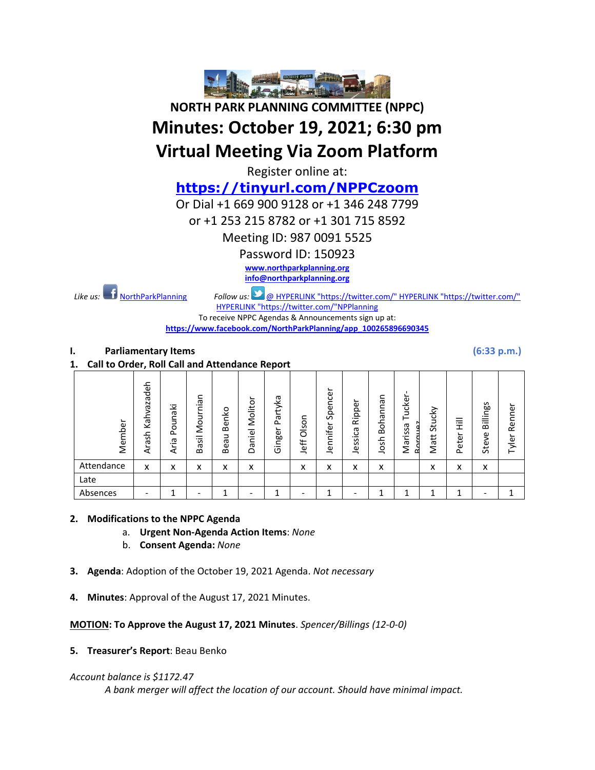# NORTH PARK PLANNING COMMITTEE (NPPC)

# Minutes: October 19, 2021; 6:30 pm

# Virtual Meeting Via Zoom Platform

Register online at:

**https://tinyurl.com/NPPCzoom**

Or Dial +1 669 900 9128 or +1 346 248 7799

or +1 253 215 8782 or +1 301 715 8592

Meeting ID: 987 0091 5525

Password ID: 150923

**www.northparkplanning.org**

**info@northparkplanning.org**

*Like us:* NorthParkPlanning *Follow us:* @ HYPERLINK "https://twitter.com/" HYPERLINK "https://twitter.com/" HYPERLINK "https://twitter.com/"NPPlanning

To receive NPPC Agendas & Announcements sign up at:

**https://www.facebook.com/NorthParkPlanning/app_100265896690345**

**I. Parliamentary Items** **(6:33 p.m.)**

**1. Call to Order, Roll Call and Attendance Report**

| Member | Arash Kahvazadeh | Aria Pounaki | Basil Mournian | Beau Benko | Daniel Molitor | Ginger Partyka | Jeff Olson | Jennifer Spencer | Jessica Ripper | Josh Bohannan | Marissa Tucker-Borquez | Matt Stucky | Peter Hill | Steve Billings | Tyler Renner |
|---|---|---|---|---|---|---|---|---|---|---|---|---|---|---|---|
| Attendance | x | x | x | x | x | | x | x | x | x | | x | x | x | |
| Late | | | | | | | | | | | | | | | |
| Absences | - | 1 | - | 1 | - | 1 | - | 1 | - | 1 | 1 | 1 | 1 | - | 1 |

**2. Modifications to the NPPC Agenda**

a. **Urgent Non-Agenda Action Items**: *None*

b. **Consent Agenda:** *None*

**3. Agenda**: Adoption of the October 19, 2021 Agenda. *Not necessary*

**4. Minutes**: Approval of the August 17, 2021 Minutes.

**MOTION: To Approve the August 17, 2021 Minutes**. *Spencer/Billings (12-0-0)*

**5. Treasurer's Report**: Beau Benko

*Account balance is $1172.47*

*A bank merger will affect the location of our account. Should have minimal impact.*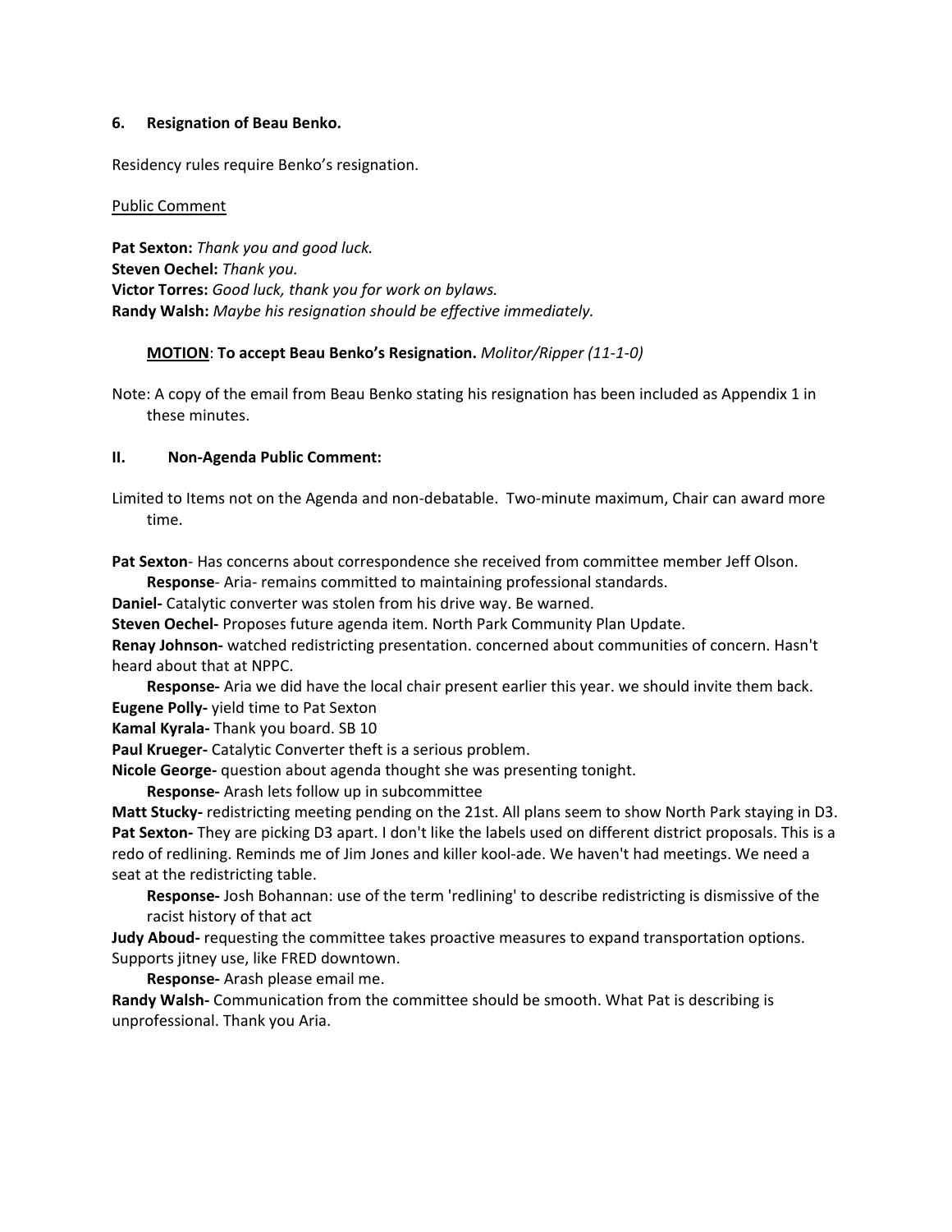### 6. Resignation of Beau Benko.

Residency rules require Benko's resignation.

Public Comment

**Pat Sexton:** *Thank you and good luck.*
**Steven Oechel:** *Thank you.*
**Victor Torres:** *Good luck, thank you for work on bylaws.*
**Randy Walsh:** *Maybe his resignation should be effective immediately.*

**MOTION**: **To accept Beau Benko's Resignation.** *Molitor/Ripper (11-1-0)*

Note: A copy of the email from Beau Benko stating his resignation has been included as Appendix 1 in these minutes.

## II. Non-Agenda Public Comment:

Limited to Items not on the Agenda and non-debatable. Two-minute maximum, Chair can award more time.

**Pat Sexton**- Has concerns about correspondence she received from committee member Jeff Olson.
**Response**- Aria- remains committed to maintaining professional standards.
**Daniel-** Catalytic converter was stolen from his drive way. Be warned.
**Steven Oechel-** Proposes future agenda item. North Park Community Plan Update.
**Renay Johnson-** watched redistricting presentation. concerned about communities of concern. Hasn't heard about that at NPPC.
**Response-** Aria we did have the local chair present earlier this year. we should invite them back.
**Eugene Polly-** yield time to Pat Sexton
**Kamal Kyrala-** Thank you board. SB 10
**Paul Krueger-** Catalytic Converter theft is a serious problem.
**Nicole George-** question about agenda thought she was presenting tonight.
**Response-** Arash lets follow up in subcommittee
**Matt Stucky-** redistricting meeting pending on the 21st. All plans seem to show North Park staying in D3.
**Pat Sexton-** They are picking D3 apart. I don't like the labels used on different district proposals. This is a redo of redlining. Reminds me of Jim Jones and killer kool-ade. We haven't had meetings. We need a seat at the redistricting table.
**Response-** Josh Bohannan: use of the term 'redlining' to describe redistricting is dismissive of the racist history of that act
**Judy Aboud-** requesting the committee takes proactive measures to expand transportation options. Supports jitney use, like FRED downtown.
**Response-** Arash please email me.
**Randy Walsh-** Communication from the committee should be smooth. What Pat is describing is unprofessional. Thank you Aria.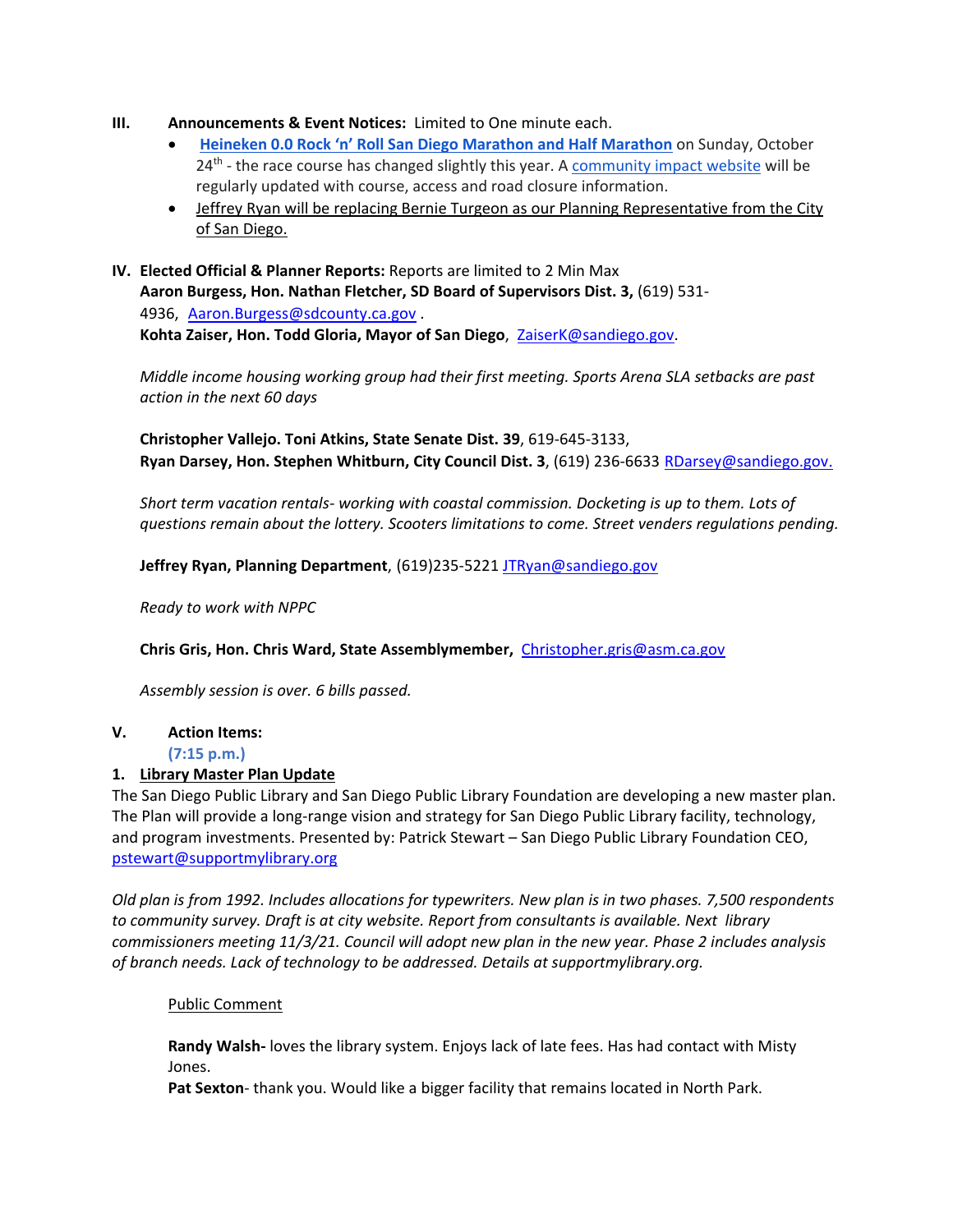**III. Announcements & Event Notices:** Limited to One minute each.

- **Heineken 0.0 Rock 'n' Roll San Diego Marathon and Half Marathon** on Sunday, October 24th - the race course has changed slightly this year. A community impact website will be regularly updated with course, access and road closure information.
- Jeffrey Ryan will be replacing Bernie Turgeon as our Planning Representative from the City of San Diego.

**IV. Elected Official & Planner Reports:** Reports are limited to 2 Min Max

**Aaron Burgess, Hon. Nathan Fletcher, SD Board of Supervisors Dist. 3,** (619) 531-4936, Aaron.Burgess@sdcounty.ca.gov .

**Kohta Zaiser, Hon. Todd Gloria, Mayor of San Diego**, ZaiserK@sandiego.gov.

*Middle income housing working group had their first meeting. Sports Arena SLA setbacks are past action in the next 60 days*

**Christopher Vallejo. Toni Atkins, State Senate Dist. 39**, 619-645-3133,

**Ryan Darsey, Hon. Stephen Whitburn, City Council Dist. 3**, (619) 236-6633 RDarsey@sandiego.gov.

*Short term vacation rentals- working with coastal commission. Docketing is up to them. Lots of questions remain about the lottery. Scooters limitations to come. Street venders regulations pending.*

**Jeffrey Ryan, Planning Department**, (619)235-5221 JTRyan@sandiego.gov

*Ready to work with NPPC*

**Chris Gris, Hon. Chris Ward, State Assemblymember,** Christopher.gris@asm.ca.gov

*Assembly session is over. 6 bills passed.*

**V. Action Items:**

**(7:15 p.m.)**

**1. Library Master Plan Update**

The San Diego Public Library and San Diego Public Library Foundation are developing a new master plan. The Plan will provide a long-range vision and strategy for San Diego Public Library facility, technology, and program investments. Presented by: Patrick Stewart – San Diego Public Library Foundation CEO, pstewart@supportmylibrary.org

*Old plan is from 1992. Includes allocations for typewriters. New plan is in two phases. 7,500 respondents to community survey. Draft is at city website. Report from consultants is available. Next library commissioners meeting 11/3/21. Council will adopt new plan in the new year. Phase 2 includes analysis of branch needs. Lack of technology to be addressed. Details at supportmylibrary.org.*

Public Comment

**Randy Walsh-** loves the library system. Enjoys lack of late fees. Has had contact with Misty Jones.

**Pat Sexton**- thank you. Would like a bigger facility that remains located in North Park.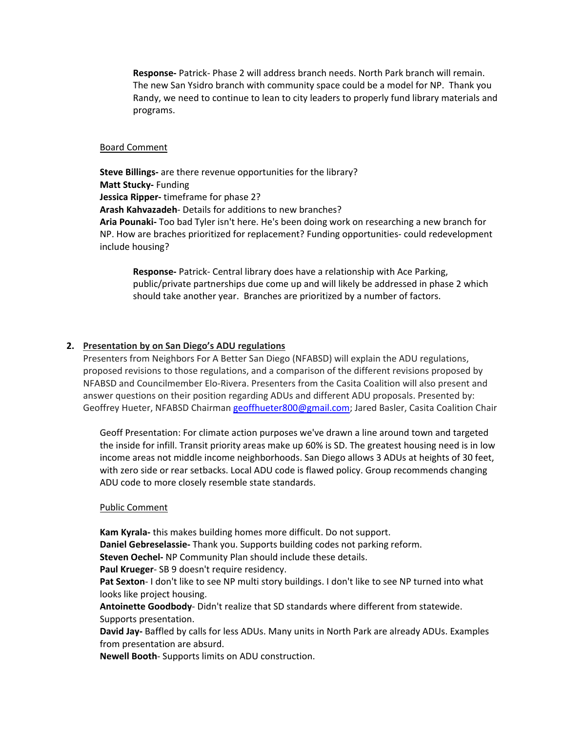**Response-** Patrick- Phase 2 will address branch needs. North Park branch will remain. The new San Ysidro branch with community space could be a model for NP. Thank you Randy, we need to continue to lean to city leaders to properly fund library materials and programs.

Board Comment

**Steve Billings-** are there revenue opportunities for the library?
**Matt Stucky-** Funding
**Jessica Ripper-** timeframe for phase 2?
**Arash Kahvazadeh**- Details for additions to new branches?
**Aria Pounaki-** Too bad Tyler isn't here. He's been doing work on researching a new branch for NP. How are braches prioritized for replacement? Funding opportunities- could redevelopment include housing?

**Response-** Patrick- Central library does have a relationship with Ace Parking, public/private partnerships due come up and will likely be addressed in phase 2 which should take another year. Branches are prioritized by a number of factors.

2. **Presentation by on San Diego's ADU regulations**

Presenters from Neighbors For A Better San Diego (NFABSD) will explain the ADU regulations, proposed revisions to those regulations, and a comparison of the different revisions proposed by NFABSD and Councilmember Elo-Rivera. Presenters from the Casita Coalition will also present and answer questions on their position regarding ADUs and different ADU proposals. Presented by: Geoffrey Hueter, NFABSD Chairman geoffhueter800@gmail.com; Jared Basler, Casita Coalition Chair

Geoff Presentation: For climate action purposes we've drawn a line around town and targeted the inside for infill. Transit priority areas make up 60% is SD. The greatest housing need is in low income areas not middle income neighborhoods. San Diego allows 3 ADUs at heights of 30 feet, with zero side or rear setbacks. Local ADU code is flawed policy. Group recommends changing ADU code to more closely resemble state standards.

Public Comment

**Kam Kyrala-** this makes building homes more difficult. Do not support.
**Daniel Gebreselassie-** Thank you. Supports building codes not parking reform.
**Steven Oechel-** NP Community Plan should include these details.
**Paul Krueger**- SB 9 doesn't require residency.
**Pat Sexton**- I don't like to see NP multi story buildings. I don't like to see NP turned into what looks like project housing.
**Antoinette Goodbody**- Didn't realize that SD standards where different from statewide. Supports presentation.
**David Jay-** Baffled by calls for less ADUs. Many units in North Park are already ADUs. Examples from presentation are absurd.
**Newell Booth**- Supports limits on ADU construction.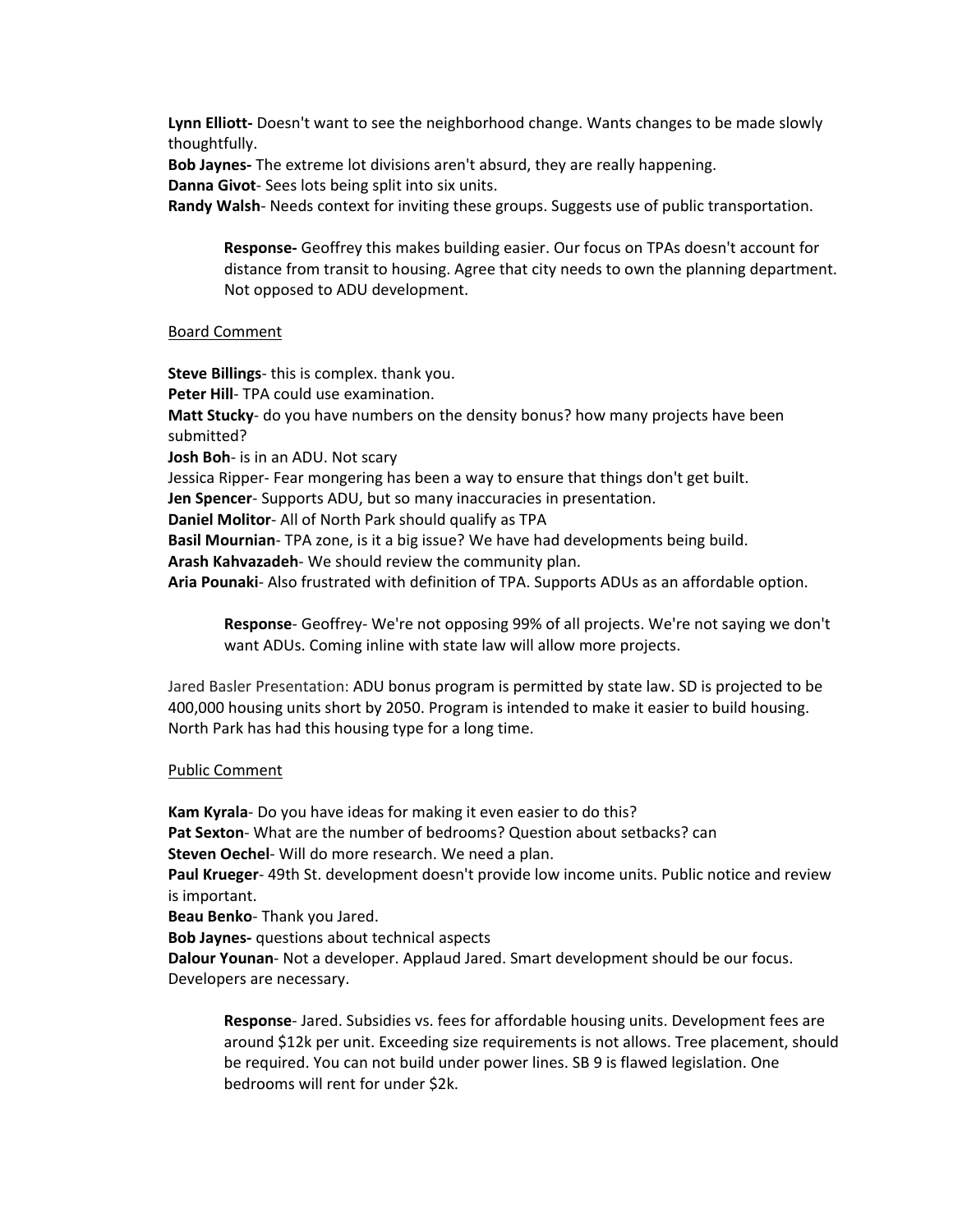**Lynn Elliott-** Doesn't want to see the neighborhood change. Wants changes to be made slowly thoughtfully.
**Bob Jaynes-** The extreme lot divisions aren't absurd, they are really happening.
**Danna Givot**- Sees lots being split into six units.
**Randy Walsh**- Needs context for inviting these groups. Suggests use of public transportation.

> **Response-** Geoffrey this makes building easier. Our focus on TPAs doesn't account for distance from transit to housing. Agree that city needs to own the planning department. Not opposed to ADU development.

Board Comment

**Steve Billings**- this is complex. thank you.
**Peter Hill**- TPA could use examination.
**Matt Stucky**- do you have numbers on the density bonus? how many projects have been submitted?
**Josh Boh**- is in an ADU. Not scary
Jessica Ripper- Fear mongering has been a way to ensure that things don't get built.
**Jen Spencer**- Supports ADU, but so many inaccuracies in presentation.
**Daniel Molitor**- All of North Park should qualify as TPA
**Basil Mournian**- TPA zone, is it a big issue? We have had developments being build.
**Arash Kahvazadeh**- We should review the community plan.
**Aria Pounaki**- Also frustrated with definition of TPA. Supports ADUs as an affordable option.

> **Response**- Geoffrey- We're not opposing 99% of all projects. We're not saying we don't want ADUs. Coming inline with state law will allow more projects.

Jared Basler Presentation: ADU bonus program is permitted by state law. SD is projected to be 400,000 housing units short by 2050. Program is intended to make it easier to build housing. North Park has had this housing type for a long time.

Public Comment

**Kam Kyrala**- Do you have ideas for making it even easier to do this?
**Pat Sexton**- What are the number of bedrooms? Question about setbacks? can
**Steven Oechel**- Will do more research. We need a plan.
**Paul Krueger**- 49th St. development doesn't provide low income units. Public notice and review is important.
**Beau Benko**- Thank you Jared.
**Bob Jaynes-** questions about technical aspects
**Dalour Younan**- Not a developer. Applaud Jared. Smart development should be our focus. Developers are necessary.

> **Response**- Jared. Subsidies vs. fees for affordable housing units. Development fees are around $12k per unit. Exceeding size requirements is not allows. Tree placement, should be required. You can not build under power lines. SB 9 is flawed legislation. One bedrooms will rent for under $2k.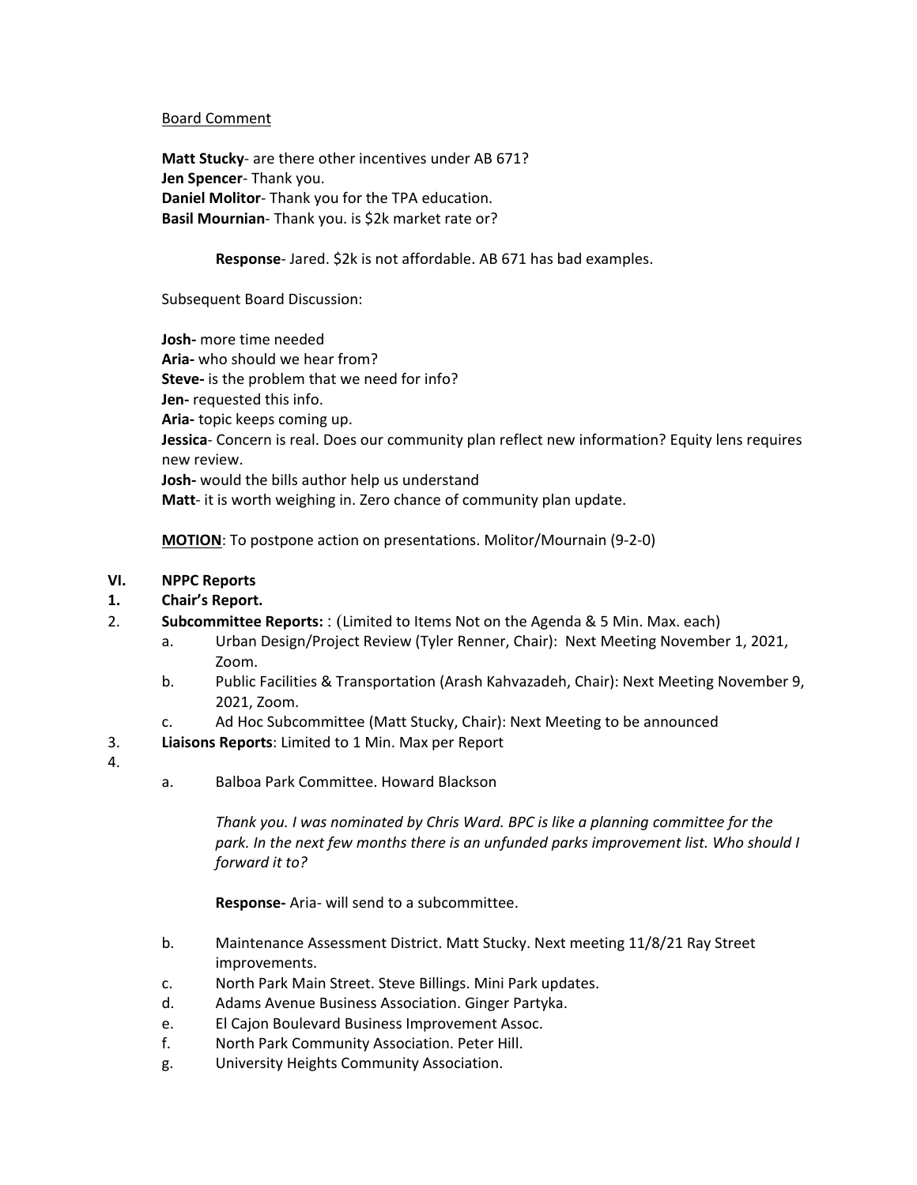<u>Board Comment</u>

**Matt Stucky**- are there other incentives under AB 671?
**Jen Spencer**- Thank you.
**Daniel Molitor**- Thank you for the TPA education.
**Basil Mournian**- Thank you. is $2k market rate or?

> **Response**- Jared. $2k is not affordable. AB 671 has bad examples.

Subsequent Board Discussion:

**Josh-** more time needed
**Aria-** who should we hear from?
**Steve-** is the problem that we need for info?
**Jen-** requested this info.
**Aria-** topic keeps coming up.
**Jessica**- Concern is real. Does our community plan reflect new information? Equity lens requires new review.
**Josh-** would the bills author help us understand
**Matt**- it is worth weighing in. Zero chance of community plan update.

**<u>MOTION</u>**: To postpone action on presentations. Molitor/Mournain (9-2-0)

**VI. NPPC Reports**

**1. Chair's Report.**

2. **Subcommittee Reports:** : (Limited to Items Not on the Agenda & 5 Min. Max. each)
   a. Urban Design/Project Review (Tyler Renner, Chair): Next Meeting November 1, 2021, Zoom.
   b. Public Facilities & Transportation (Arash Kahvazadeh, Chair): Next Meeting November 9, 2021, Zoom.
   c. Ad Hoc Subcommittee (Matt Stucky, Chair): Next Meeting to be announced

3. **Liaisons Reports**: Limited to 1 Min. Max per Report

4.
   a. Balboa Park Committee. Howard Blackson

      *Thank you. I was nominated by Chris Ward. BPC is like a planning committee for the park. In the next few months there is an unfunded parks improvement list. Who should I forward it to?*

      **Response-** Aria- will send to a subcommittee.

   b. Maintenance Assessment District. Matt Stucky. Next meeting 11/8/21 Ray Street improvements.
   c. North Park Main Street. Steve Billings. Mini Park updates.
   d. Adams Avenue Business Association. Ginger Partyka.
   e. El Cajon Boulevard Business Improvement Assoc.
   f. North Park Community Association. Peter Hill.
   g. University Heights Community Association.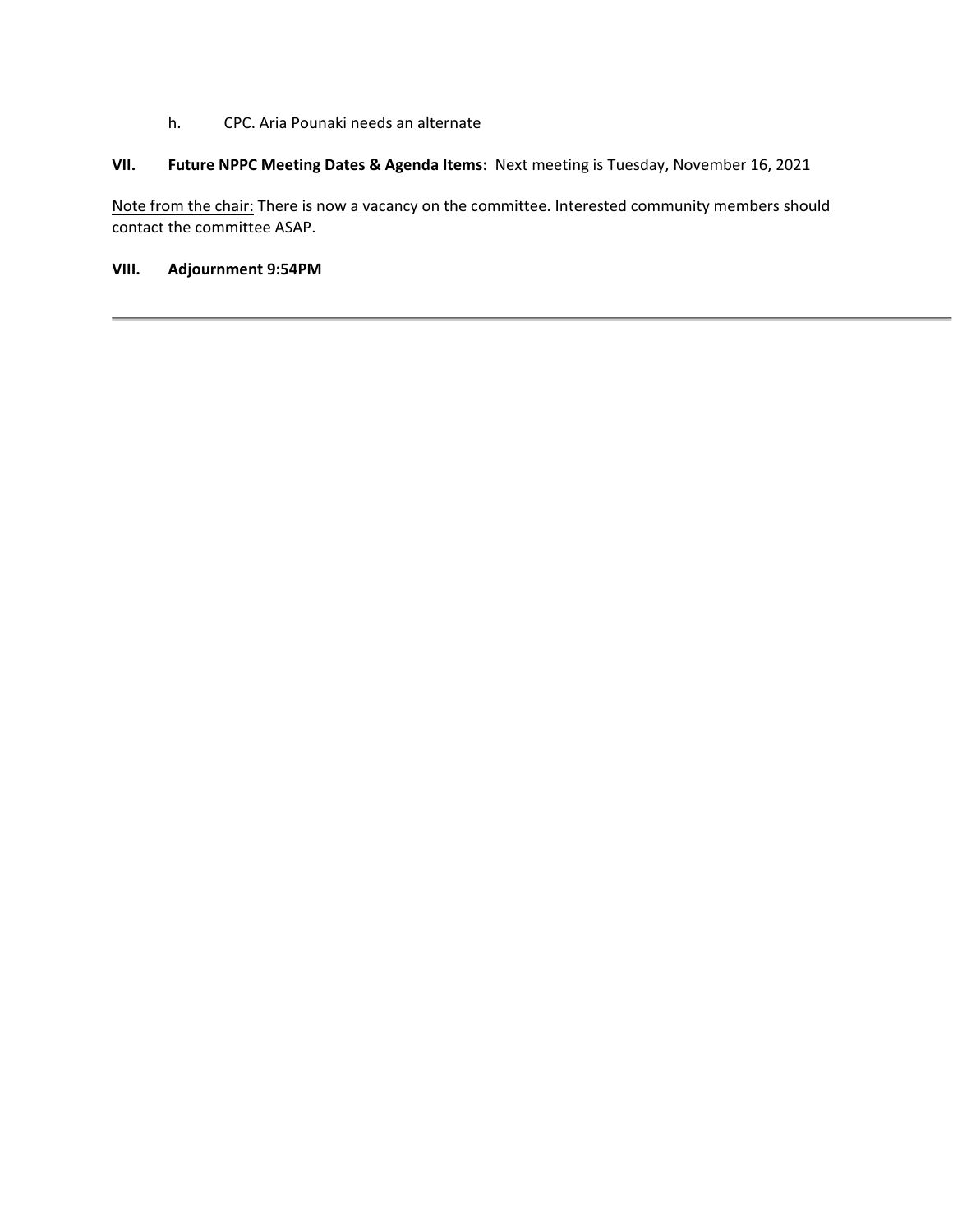h. CPC. Aria Pounaki needs an alternate

**VII. Future NPPC Meeting Dates & Agenda Items:** Next meeting is Tuesday, November 16, 2021

Note from the chair: There is now a vacancy on the committee. Interested community members should contact the committee ASAP.

**VIII. Adjournment 9:54PM**

---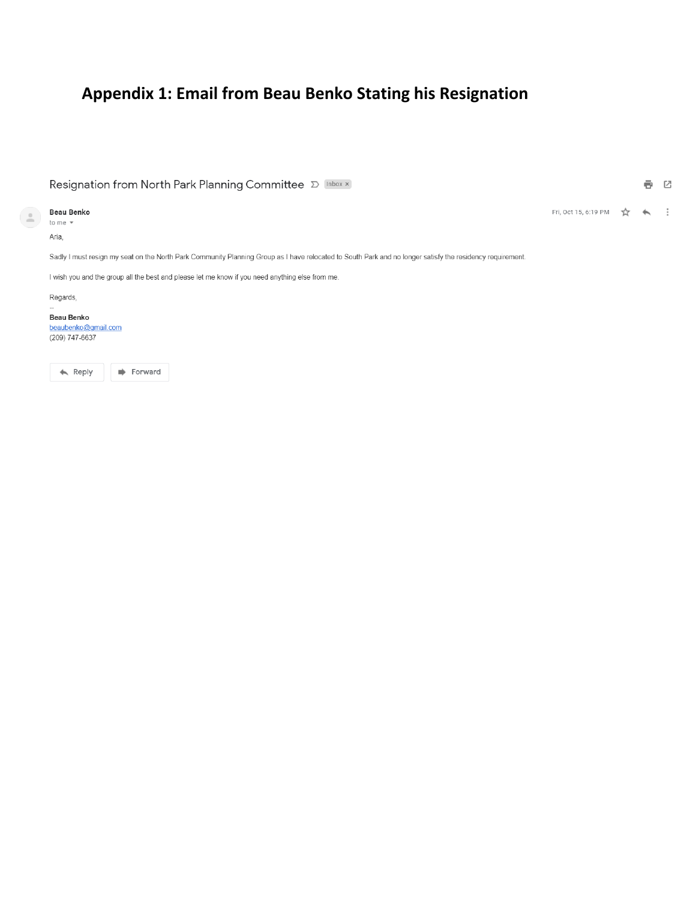# Appendix 1: Email from Beau Benko Stating his Resignation

Resignation from North Park Planning Committee  Inbox ×

**Beau Benko**  
to me

Fri, Oct 15, 6:19 PM

Aria,

Sadly I must resign my seat on the North Park Community Planning Group as I have relocated to South Park and no longer satisfy the residency requirement.

I wish you and the group all the best and please let me know if you need anything else from me.

Regards,

--  
**Beau Benko**  
beaubenko@gmail.com  
(209) 747-6637

Reply    Forward